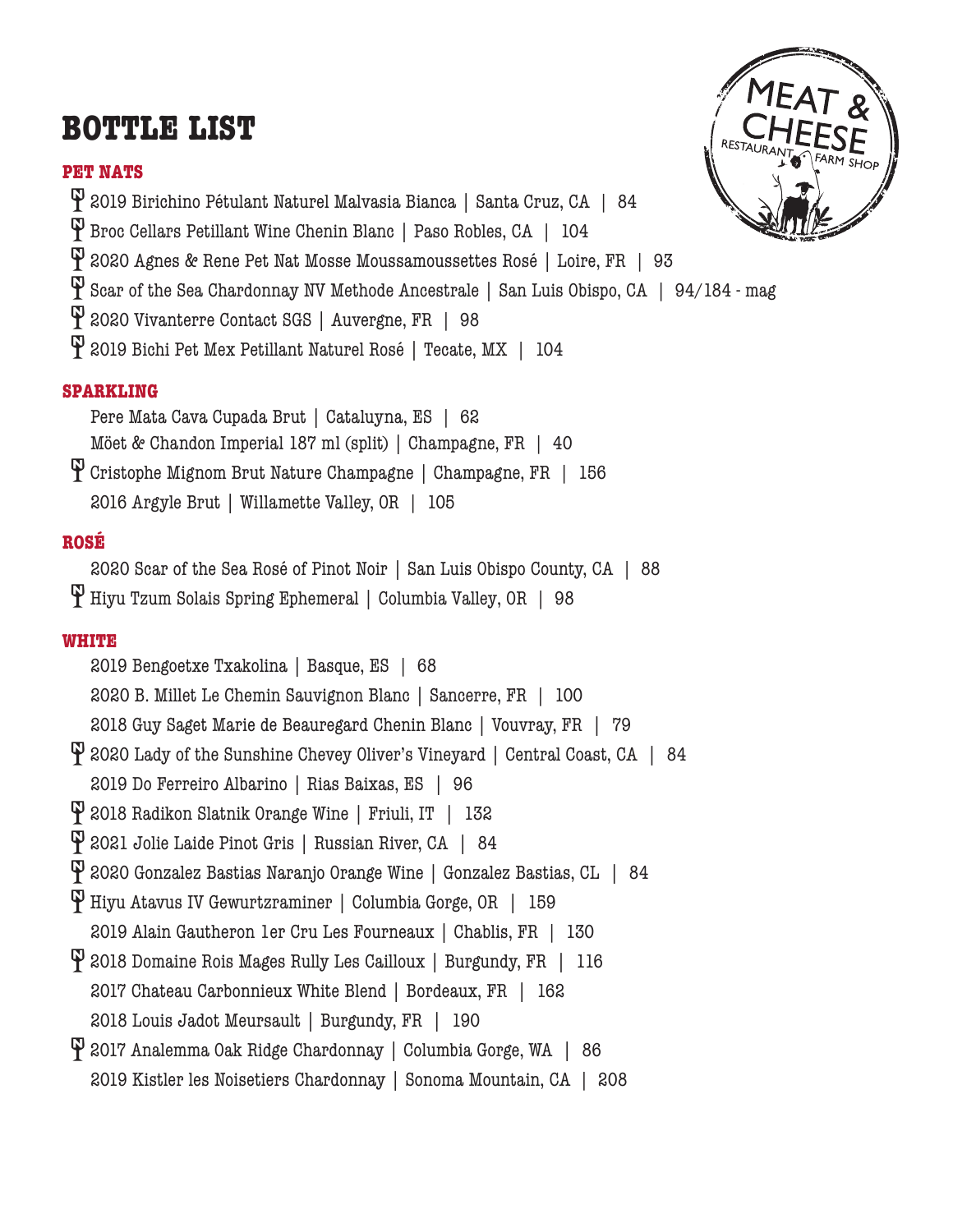# BOTTLE LIST

MEAT & CHEESE
RESTAURANT FARM SHOP

## PET NATS

- 2019 Birichino Pétulant Naturel Malvasia Bianca | Santa Cruz, CA | 84
- Broc Cellars Petillant Wine Chenin Blanc | Paso Robles, CA | 104
- 2020 Agnes & Rene Pet Nat Mosse Moussamoussettes Rosé | Loire, FR | 93
- Scar of the Sea Chardonnay NV Methode Ancestrale | San Luis Obispo, CA | 94/184 - mag
- 2020 Vivanterre Contact SGS | Auvergne, FR | 98
- 2019 Bichi Pet Mex Petillant Naturel Rosé | Tecate, MX | 104

## SPARKLING

- Pere Mata Cava Cupada Brut | Cataluyna, ES | 62
- Möet & Chandon Imperial 187 ml (split) | Champagne, FR | 40
- Cristophe Mignom Brut Nature Champagne | Champagne, FR | 156
- 2016 Argyle Brut | Willamette Valley, OR | 105

## ROSÉ

- 2020 Scar of the Sea Rosé of Pinot Noir | San Luis Obispo County, CA | 88
- Hiyu Tzum Solais Spring Ephemeral | Columbia Valley, OR | 98

## WHITE

- 2019 Bengoetxe Txakolina | Basque, ES | 68
- 2020 B. Millet Le Chemin Sauvignon Blanc | Sancerre, FR | 100
- 2018 Guy Saget Marie de Beauregard Chenin Blanc | Vouvray, FR | 79
- 2020 Lady of the Sunshine Chevey Oliver's Vineyard | Central Coast, CA | 84
- 2019 Do Ferreiro Albarino | Rias Baixas, ES | 96
- 2018 Radikon Slatnik Orange Wine | Friuli, IT | 132
- 2021 Jolie Laide Pinot Gris | Russian River, CA | 84
- 2020 Gonzalez Bastias Naranjo Orange Wine | Gonzalez Bastias, CL | 84
- Hiyu Atavus IV Gewurtzraminer | Columbia Gorge, OR | 159
- 2019 Alain Gautheron 1er Cru Les Fourneaux | Chablis, FR | 130
- 2018 Domaine Rois Mages Rully Les Cailloux | Burgundy, FR | 116
- 2017 Chateau Carbonnieux White Blend | Bordeaux, FR | 162
- 2018 Louis Jadot Meursault | Burgundy, FR | 190
- 2017 Analemma Oak Ridge Chardonnay | Columbia Gorge, WA | 86
- 2019 Kistler les Noisetiers Chardonnay | Sonoma Mountain, CA | 208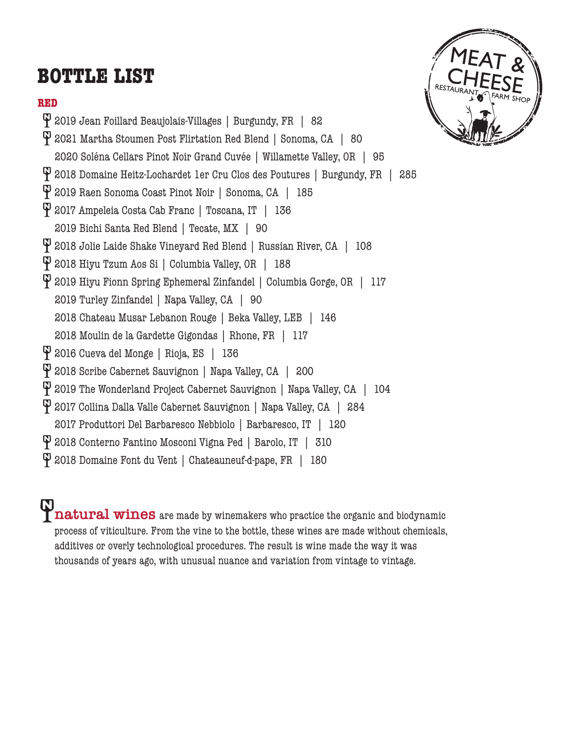# BOTTLE LIST

## RED

- N 2019 Jean Foillard Beaujolais-Villages | Burgundy, FR | 82
- N 2021 Martha Stoumen Post Flirtation Red Blend | Sonoma, CA | 80
- 2020 Soléna Cellars Pinot Noir Grand Cuvée | Willamette Valley, OR | 95
- N 2018 Domaine Heitz-Lochardet 1er Cru Clos des Poutures | Burgundy, FR | 285
- N 2019 Raen Sonoma Coast Pinot Noir | Sonoma, CA | 185
- N 2017 Ampeleia Costa Cab Franc | Toscana, IT | 136
- 2019 Bichi Santa Red Blend | Tecate, MX | 90
- N 2018 Jolie Laide Shake Vineyard Red Blend | Russian River, CA | 108
- N 2018 Hiyu Tzum Aos Si | Columbia Valley, OR | 188
- N 2019 Hiyu Fionn Spring Ephemeral Zinfandel | Columbia Gorge, OR | 117
- 2019 Turley Zinfandel | Napa Valley, CA | 90
- 2018 Chateau Musar Lebanon Rouge | Beka Valley, LEB | 146
- 2018 Moulin de la Gardette Gigondas | Rhone, FR | 117
- N 2016 Cueva del Monge | Rioja, ES | 136
- N 2018 Scribe Cabernet Sauvignon | Napa Valley, CA | 200
- N 2019 The Wonderland Project Cabernet Sauvignon | Napa Valley, CA | 104
- N 2017 Collina Dalla Valle Cabernet Sauvignon | Napa Valley, CA | 284
- 2017 Produttori Del Barbaresco Nebbiolo | Barbaresco, IT | 120
- N 2018 Conterno Fantino Mosconi Vigna Ped | Barolo, IT | 310
- N 2018 Domaine Font du Vent | Chateauneuf-d-pape, FR | 180

N **natural wines** are made by winemakers who practice the organic and biodynamic process of viticulture. From the vine to the bottle, these wines are made without chemicals, additives or overly technological procedures. The result is wine made the way it was thousands of years ago, with unusual nuance and variation from vintage to vintage.